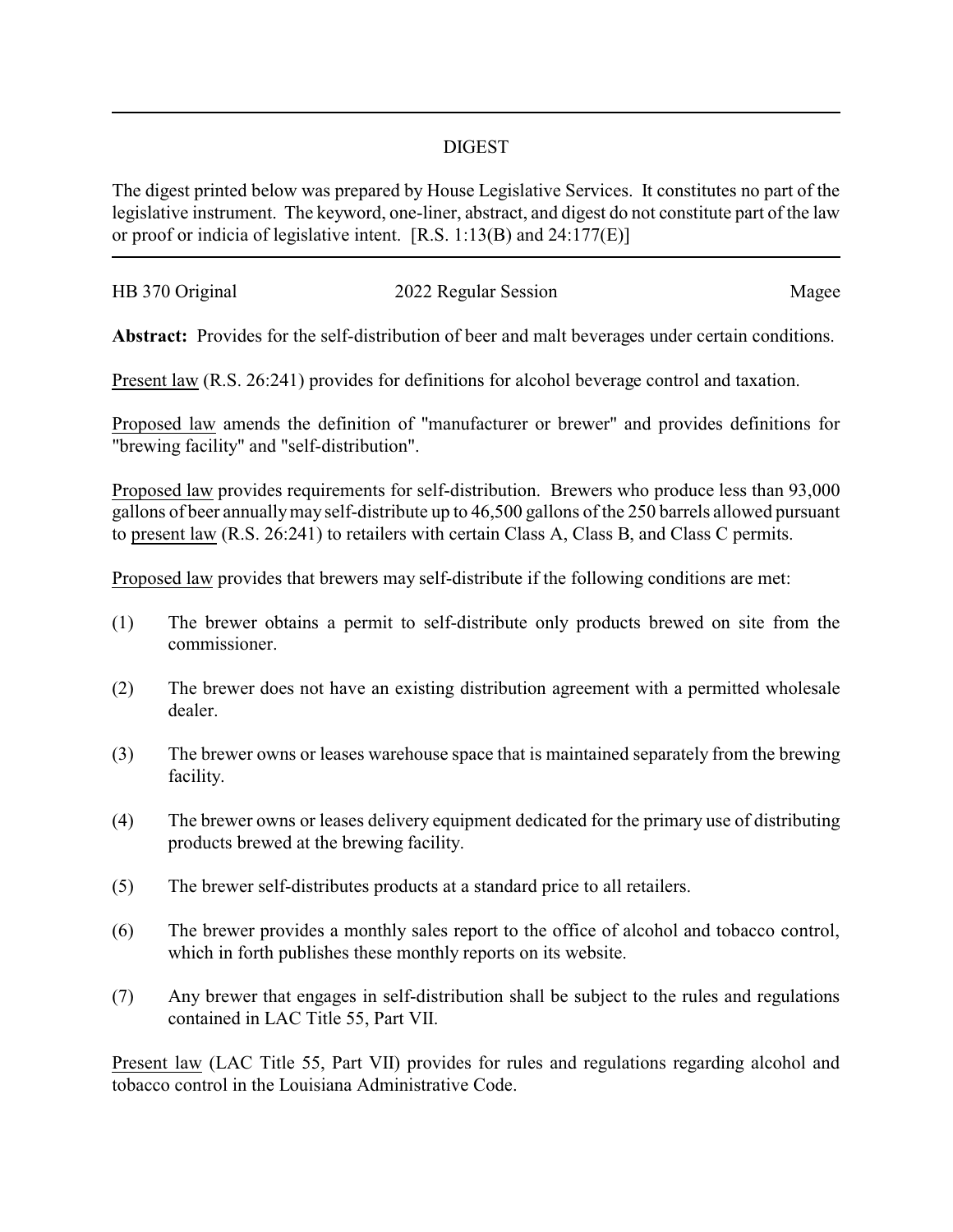# DIGEST

The digest printed below was prepared by House Legislative Services. It constitutes no part of the legislative instrument. The keyword, one-liner, abstract, and digest do not constitute part of the law or proof or indicia of legislative intent. [R.S. 1:13(B) and 24:177(E)]

HB 370 Original 2022 Regular Session Magee

**Abstract:** Provides for the self-distribution of beer and malt beverages under certain conditions.

Present law (R.S. 26:241) provides for definitions for alcohol beverage control and taxation.

Proposed law amends the definition of "manufacturer or brewer" and provides definitions for "brewing facility" and "self-distribution".

Proposed law provides requirements for self-distribution. Brewers who produce less than 93,000 gallons of beer annually may self-distribute up to 46,500 gallons of the 250 barrels allowed pursuant to present law (R.S. 26:241) to retailers with certain Class A, Class B, and Class C permits.

Proposed law provides that brewers may self-distribute if the following conditions are met:

(1) The brewer obtains a permit to self-distribute only products brewed on site from the commissioner.

(2) The brewer does not have an existing distribution agreement with a permitted wholesale dealer.

(3) The brewer owns or leases warehouse space that is maintained separately from the brewing facility.

(4) The brewer owns or leases delivery equipment dedicated for the primary use of distributing products brewed at the brewing facility.

(5) The brewer self-distributes products at a standard price to all retailers.

(6) The brewer provides a monthly sales report to the office of alcohol and tobacco control, which in forth publishes these monthly reports on its website.

(7) Any brewer that engages in self-distribution shall be subject to the rules and regulations contained in LAC Title 55, Part VII.

Present law (LAC Title 55, Part VII) provides for rules and regulations regarding alcohol and tobacco control in the Louisiana Administrative Code.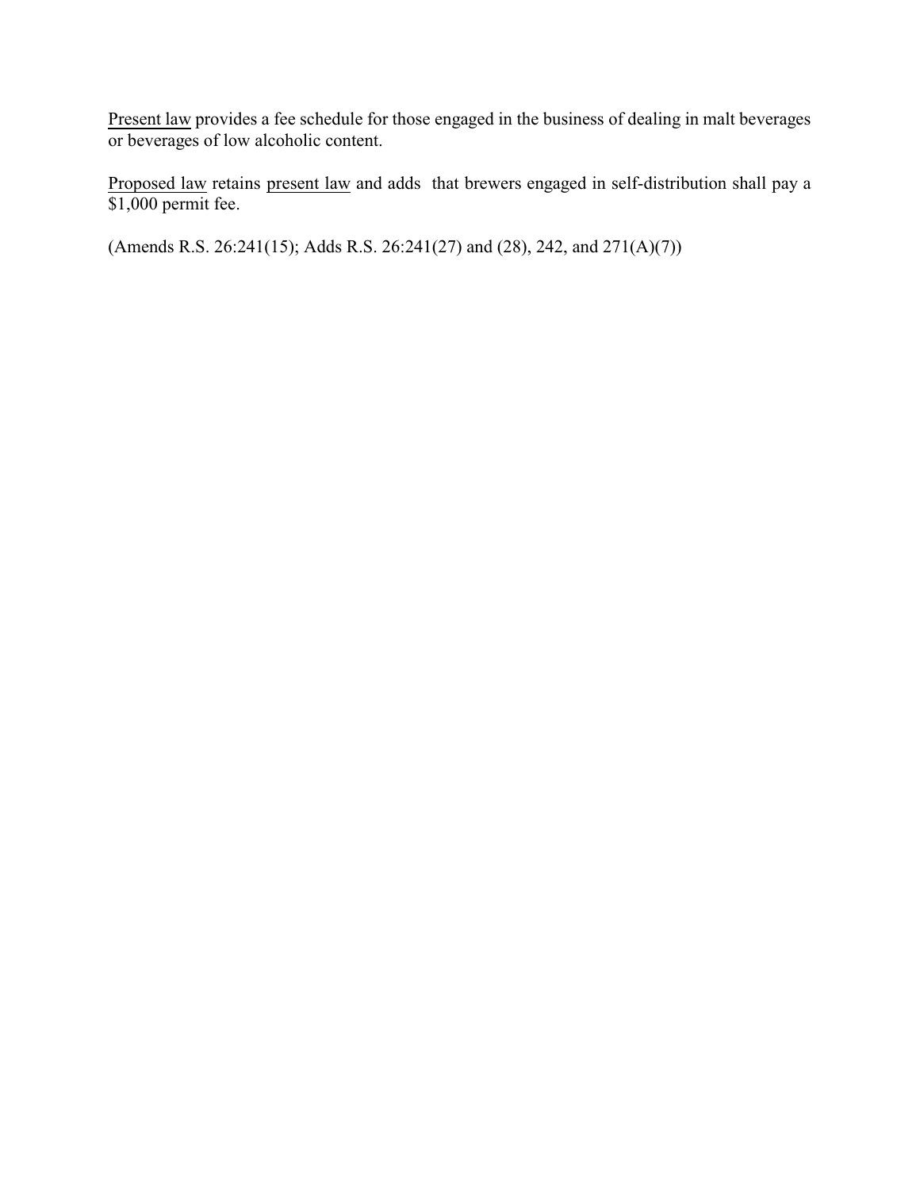<u>Present law</u> provides a fee schedule for those engaged in the business of dealing in malt beverages or beverages of low alcoholic content.

<u>Proposed law</u> retains <u>present law</u> and adds that brewers engaged in self-distribution shall pay a $1,000 permit fee.

(Amends R.S. 26:241(15); Adds R.S. 26:241(27) and (28), 242, and 271(A)(7))